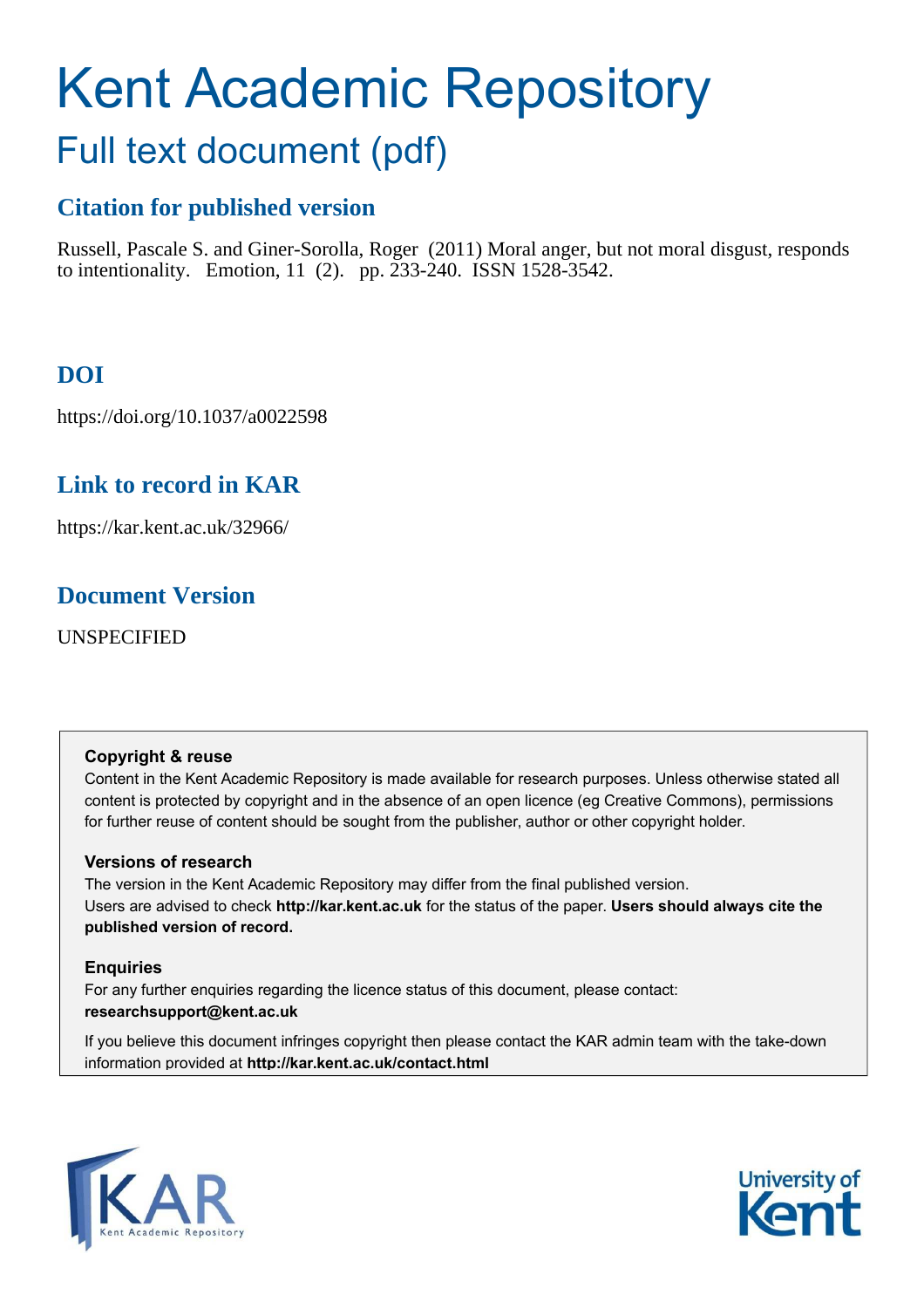# Kent Academic Repository

## Full text document (pdf)

### Citation for published version

Russell, Pascale S. and Giner-Sorolla, Roger (2011) Moral anger, but not moral disgust, responds to intentionality. Emotion, 11 (2). pp. 233-240. ISSN 1528-3542.

### DOI

https://doi.org/10.1037/a0022598

### Link to record in KAR

https://kar.kent.ac.uk/32966/

### Document Version

UNSPECIFIED

**Copyright & reuse**

Content in the Kent Academic Repository is made available for research purposes. Unless otherwise stated all content is protected by copyright and in the absence of an open licence (eg Creative Commons), permissions for further reuse of content should be sought from the publisher, author or other copyright holder.

**Versions of research**

The version in the Kent Academic Repository may differ from the final published version. Users are advised to check **http://kar.kent.ac.uk** for the status of the paper. **Users should always cite the published version of record.**

**Enquiries**

For any further enquiries regarding the licence status of this document, please contact: **researchsupport@kent.ac.uk**

If you believe this document infringes copyright then please contact the KAR admin team with the take-down information provided at **http://kar.kent.ac.uk/contact.html**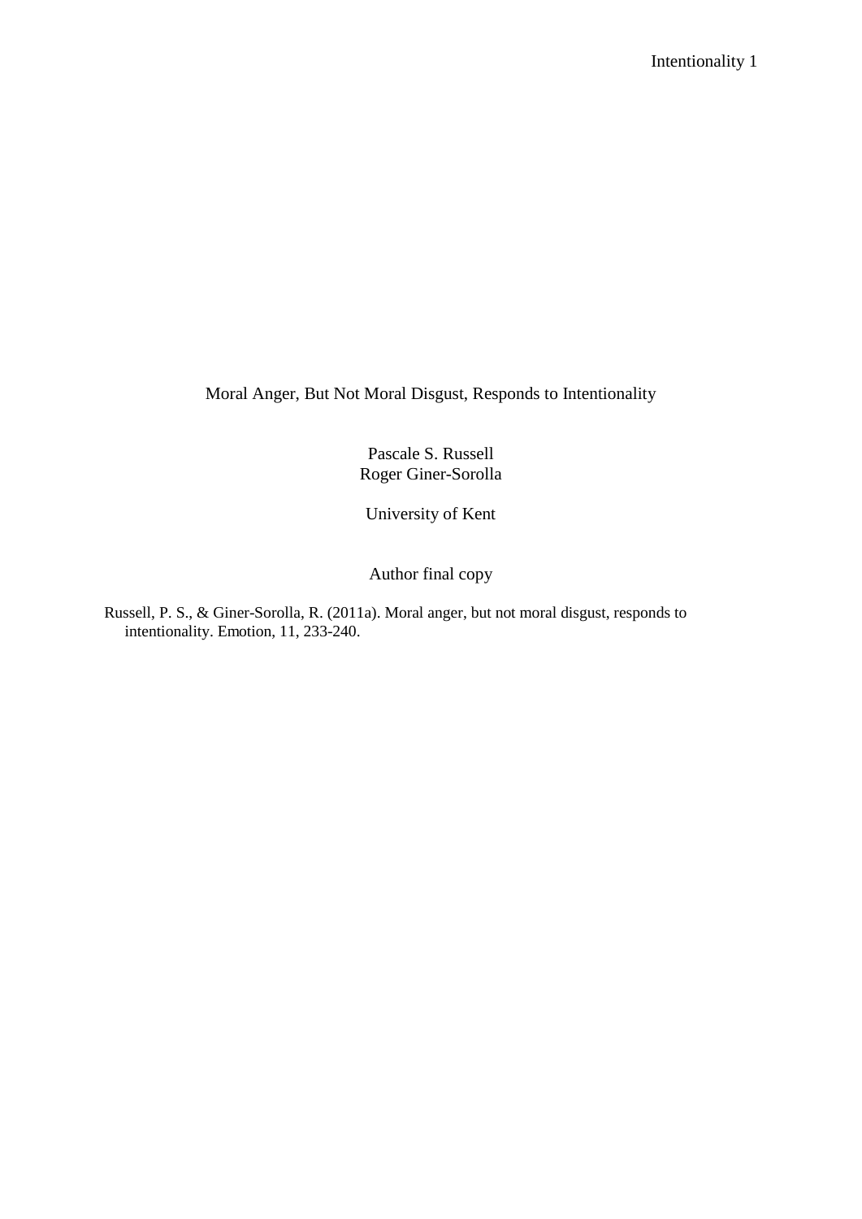# Moral Anger, But Not Moral Disgust, Responds to Intentionality

Pascale S. Russell
Roger Giner-Sorolla

University of Kent

Author final copy

Russell, P. S., & Giner-Sorolla, R. (2011a). Moral anger, but not moral disgust, responds to intentionality. Emotion, 11, 233-240.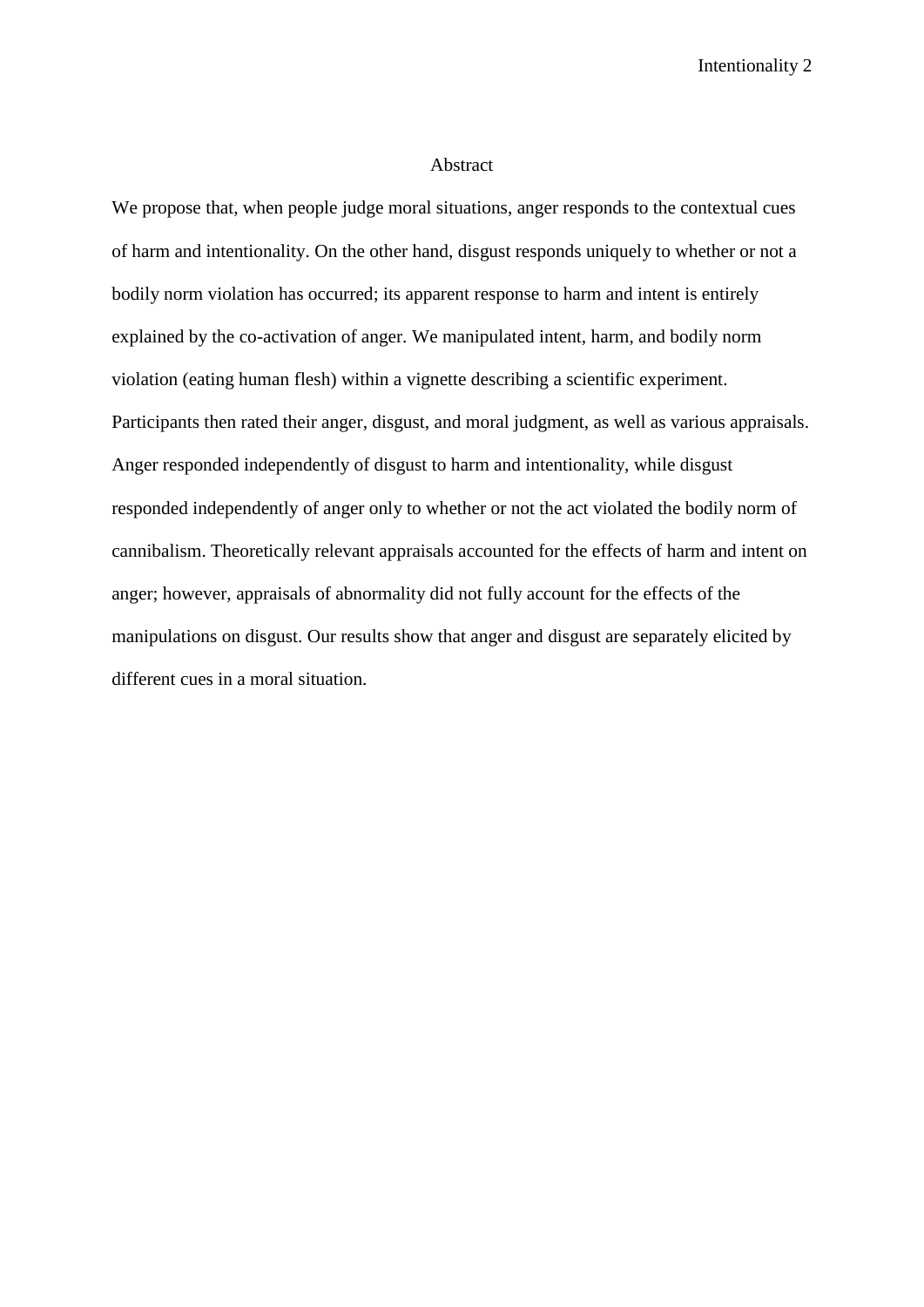# Abstract

We propose that, when people judge moral situations, anger responds to the contextual cues of harm and intentionality. On the other hand, disgust responds uniquely to whether or not a bodily norm violation has occurred; its apparent response to harm and intent is entirely explained by the co-activation of anger. We manipulated intent, harm, and bodily norm violation (eating human flesh) within a vignette describing a scientific experiment. Participants then rated their anger, disgust, and moral judgment, as well as various appraisals. Anger responded independently of disgust to harm and intentionality, while disgust responded independently of anger only to whether or not the act violated the bodily norm of cannibalism. Theoretically relevant appraisals accounted for the effects of harm and intent on anger; however, appraisals of abnormality did not fully account for the effects of the manipulations on disgust. Our results show that anger and disgust are separately elicited by different cues in a moral situation.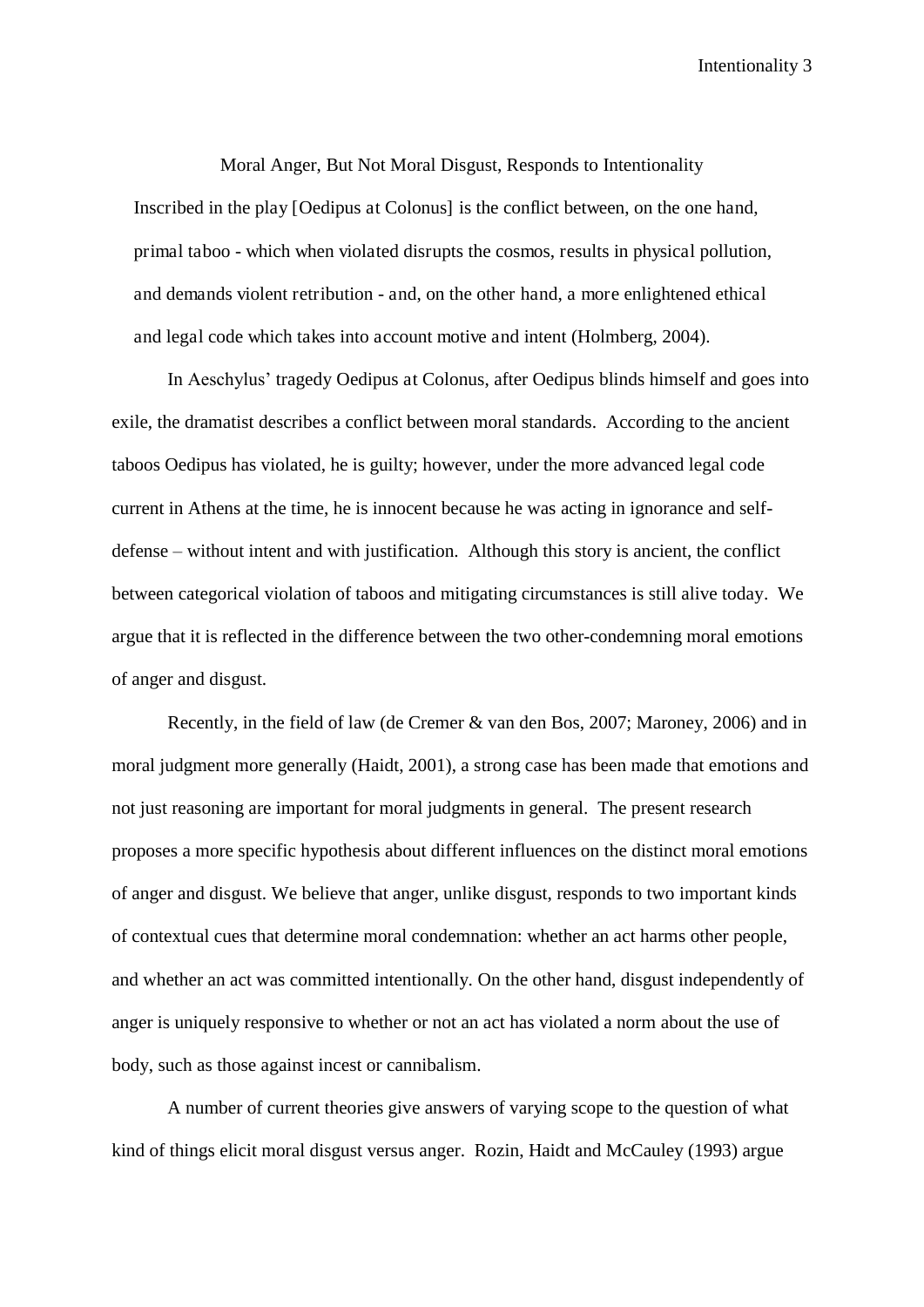Moral Anger, But Not Moral Disgust, Responds to Intentionality

> Inscribed in the play [Oedipus at Colonus] is the conflict between, on the one hand, primal taboo - which when violated disrupts the cosmos, results in physical pollution, and demands violent retribution - and, on the other hand, a more enlightened ethical and legal code which takes into account motive and intent (Holmberg, 2004).

In Aeschylus' tragedy Oedipus at Colonus, after Oedipus blinds himself and goes into exile, the dramatist describes a conflict between moral standards. According to the ancient taboos Oedipus has violated, he is guilty; however, under the more advanced legal code current in Athens at the time, he is innocent because he was acting in ignorance and self-defense – without intent and with justification. Although this story is ancient, the conflict between categorical violation of taboos and mitigating circumstances is still alive today. We argue that it is reflected in the difference between the two other-condemning moral emotions of anger and disgust.

Recently, in the field of law (de Cremer & van den Bos, 2007; Maroney, 2006) and in moral judgment more generally (Haidt, 2001), a strong case has been made that emotions and not just reasoning are important for moral judgments in general. The present research proposes a more specific hypothesis about different influences on the distinct moral emotions of anger and disgust. We believe that anger, unlike disgust, responds to two important kinds of contextual cues that determine moral condemnation: whether an act harms other people, and whether an act was committed intentionally. On the other hand, disgust independently of anger is uniquely responsive to whether or not an act has violated a norm about the use of body, such as those against incest or cannibalism.

A number of current theories give answers of varying scope to the question of what kind of things elicit moral disgust versus anger. Rozin, Haidt and McCauley (1993) argue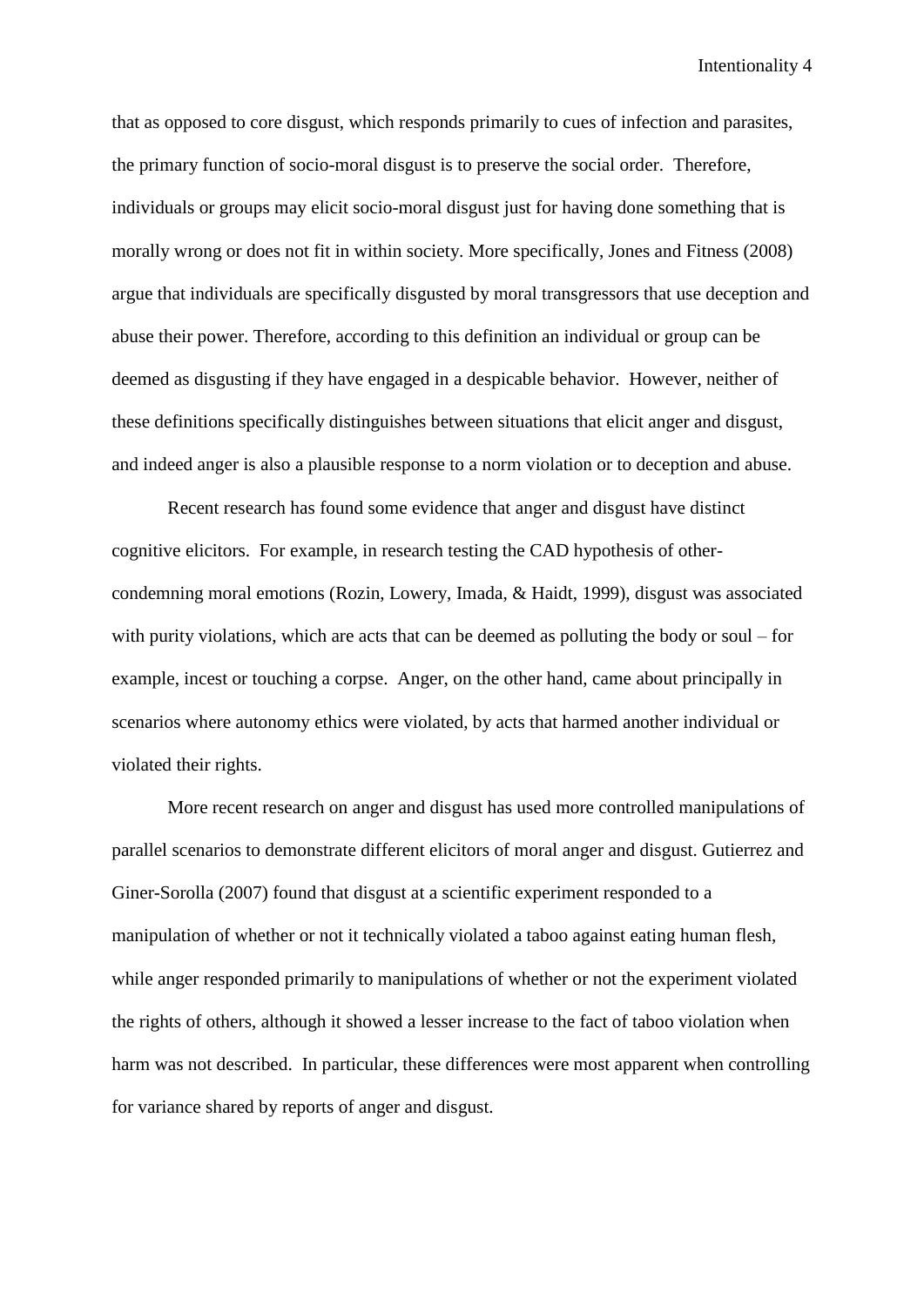that as opposed to core disgust, which responds primarily to cues of infection and parasites, the primary function of socio-moral disgust is to preserve the social order. Therefore, individuals or groups may elicit socio-moral disgust just for having done something that is morally wrong or does not fit in within society. More specifically, Jones and Fitness (2008) argue that individuals are specifically disgusted by moral transgressors that use deception and abuse their power. Therefore, according to this definition an individual or group can be deemed as disgusting if they have engaged in a despicable behavior. However, neither of these definitions specifically distinguishes between situations that elicit anger and disgust, and indeed anger is also a plausible response to a norm violation or to deception and abuse.

Recent research has found some evidence that anger and disgust have distinct cognitive elicitors. For example, in research testing the CAD hypothesis of other-condemning moral emotions (Rozin, Lowery, Imada, & Haidt, 1999), disgust was associated with purity violations, which are acts that can be deemed as polluting the body or soul – for example, incest or touching a corpse. Anger, on the other hand, came about principally in scenarios where autonomy ethics were violated, by acts that harmed another individual or violated their rights.

More recent research on anger and disgust has used more controlled manipulations of parallel scenarios to demonstrate different elicitors of moral anger and disgust. Gutierrez and Giner-Sorolla (2007) found that disgust at a scientific experiment responded to a manipulation of whether or not it technically violated a taboo against eating human flesh, while anger responded primarily to manipulations of whether or not the experiment violated the rights of others, although it showed a lesser increase to the fact of taboo violation when harm was not described. In particular, these differences were most apparent when controlling for variance shared by reports of anger and disgust.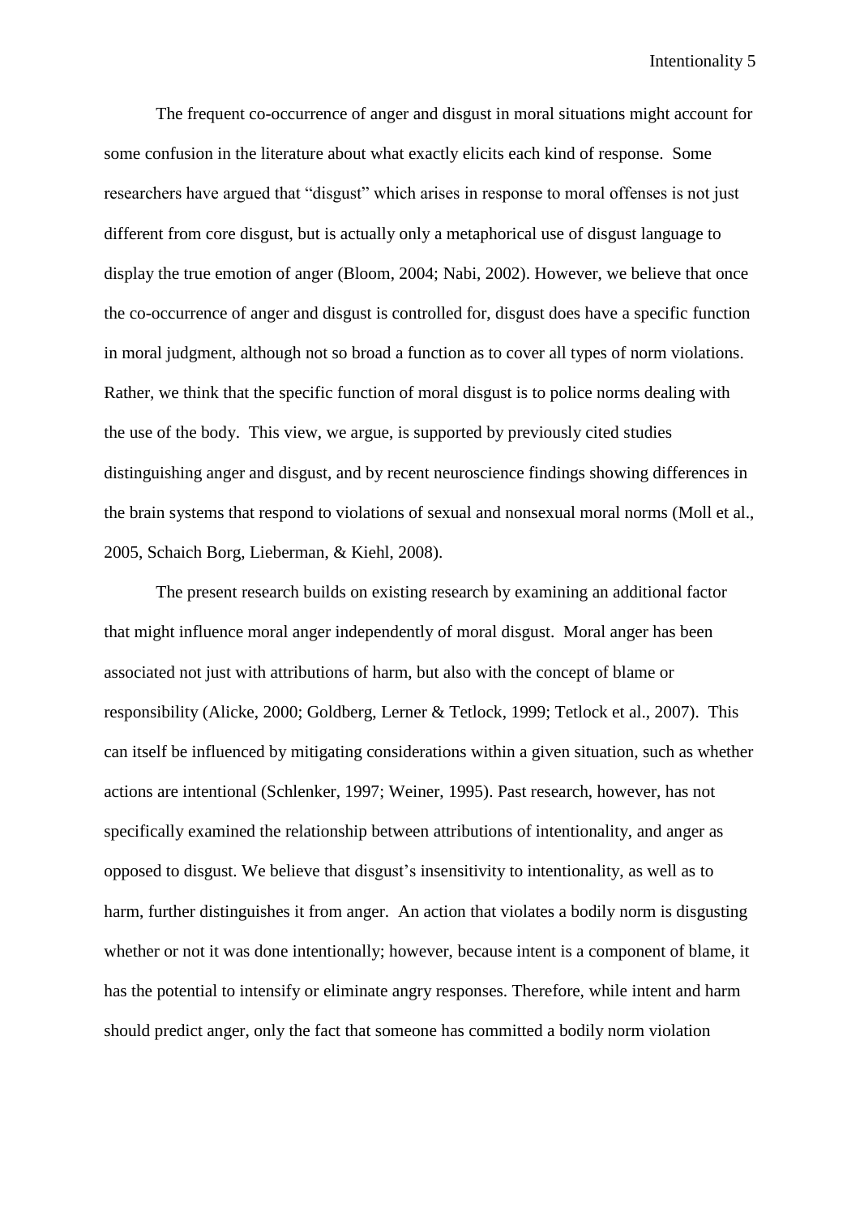The frequent co-occurrence of anger and disgust in moral situations might account for some confusion in the literature about what exactly elicits each kind of response. Some researchers have argued that "disgust" which arises in response to moral offenses is not just different from core disgust, but is actually only a metaphorical use of disgust language to display the true emotion of anger (Bloom, 2004; Nabi, 2002). However, we believe that once the co-occurrence of anger and disgust is controlled for, disgust does have a specific function in moral judgment, although not so broad a function as to cover all types of norm violations. Rather, we think that the specific function of moral disgust is to police norms dealing with the use of the body. This view, we argue, is supported by previously cited studies distinguishing anger and disgust, and by recent neuroscience findings showing differences in the brain systems that respond to violations of sexual and nonsexual moral norms (Moll et al., 2005, Schaich Borg, Lieberman, & Kiehl, 2008).

The present research builds on existing research by examining an additional factor that might influence moral anger independently of moral disgust. Moral anger has been associated not just with attributions of harm, but also with the concept of blame or responsibility (Alicke, 2000; Goldberg, Lerner & Tetlock, 1999; Tetlock et al., 2007). This can itself be influenced by mitigating considerations within a given situation, such as whether actions are intentional (Schlenker, 1997; Weiner, 1995). Past research, however, has not specifically examined the relationship between attributions of intentionality, and anger as opposed to disgust. We believe that disgust's insensitivity to intentionality, as well as to harm, further distinguishes it from anger. An action that violates a bodily norm is disgusting whether or not it was done intentionally; however, because intent is a component of blame, it has the potential to intensify or eliminate angry responses. Therefore, while intent and harm should predict anger, only the fact that someone has committed a bodily norm violation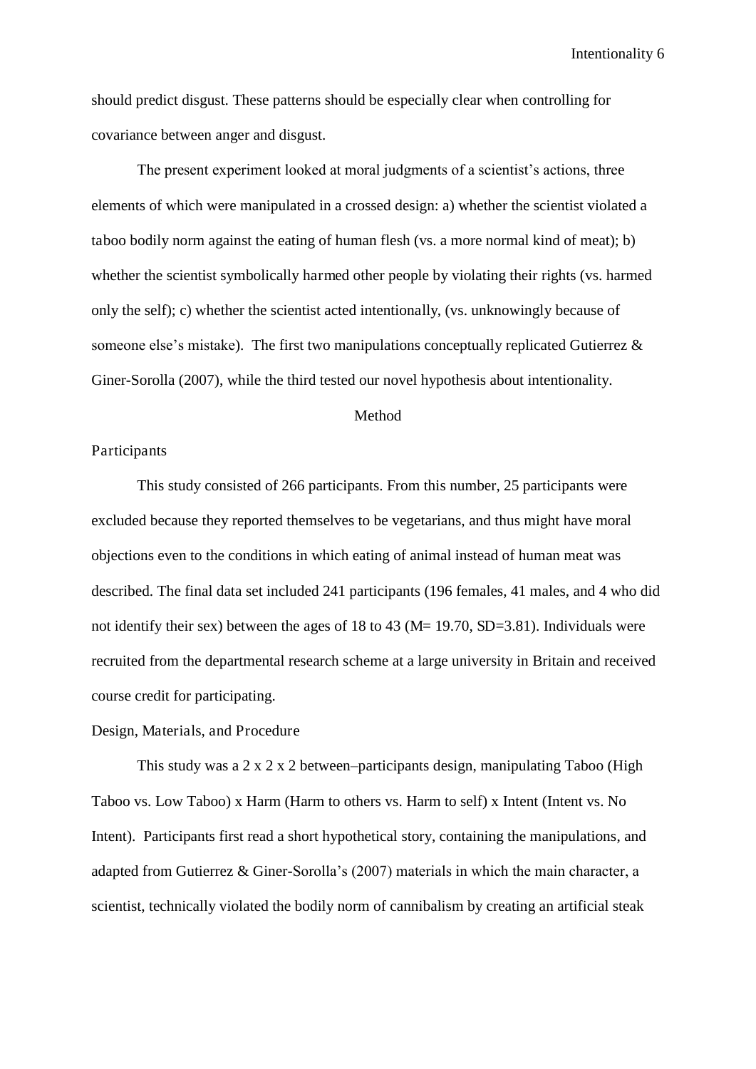should predict disgust. These patterns should be especially clear when controlling for covariance between anger and disgust.

The present experiment looked at moral judgments of a scientist's actions, three elements of which were manipulated in a crossed design: a) whether the scientist violated a taboo bodily norm against the eating of human flesh (vs. a more normal kind of meat); b) whether the scientist symbolically harmed other people by violating their rights (vs. harmed only the self); c) whether the scientist acted intentionally, (vs. unknowingly because of someone else's mistake). The first two manipulations conceptually replicated Gutierrez & Giner-Sorolla (2007), while the third tested our novel hypothesis about intentionality.

## Method

### Participants

This study consisted of 266 participants. From this number, 25 participants were excluded because they reported themselves to be vegetarians, and thus might have moral objections even to the conditions in which eating of animal instead of human meat was described. The final data set included 241 participants (196 females, 41 males, and 4 who did not identify their sex) between the ages of 18 to 43 ($M= 19.70$, $SD=3.81$). Individuals were recruited from the departmental research scheme at a large university in Britain and received course credit for participating.

### Design, Materials, and Procedure

This study was a 2 x 2 x 2 between–participants design, manipulating Taboo (High Taboo vs. Low Taboo) x Harm (Harm to others vs. Harm to self) x Intent (Intent vs. No Intent). Participants first read a short hypothetical story, containing the manipulations, and adapted from Gutierrez & Giner-Sorolla's (2007) materials in which the main character, a scientist, technically violated the bodily norm of cannibalism by creating an artificial steak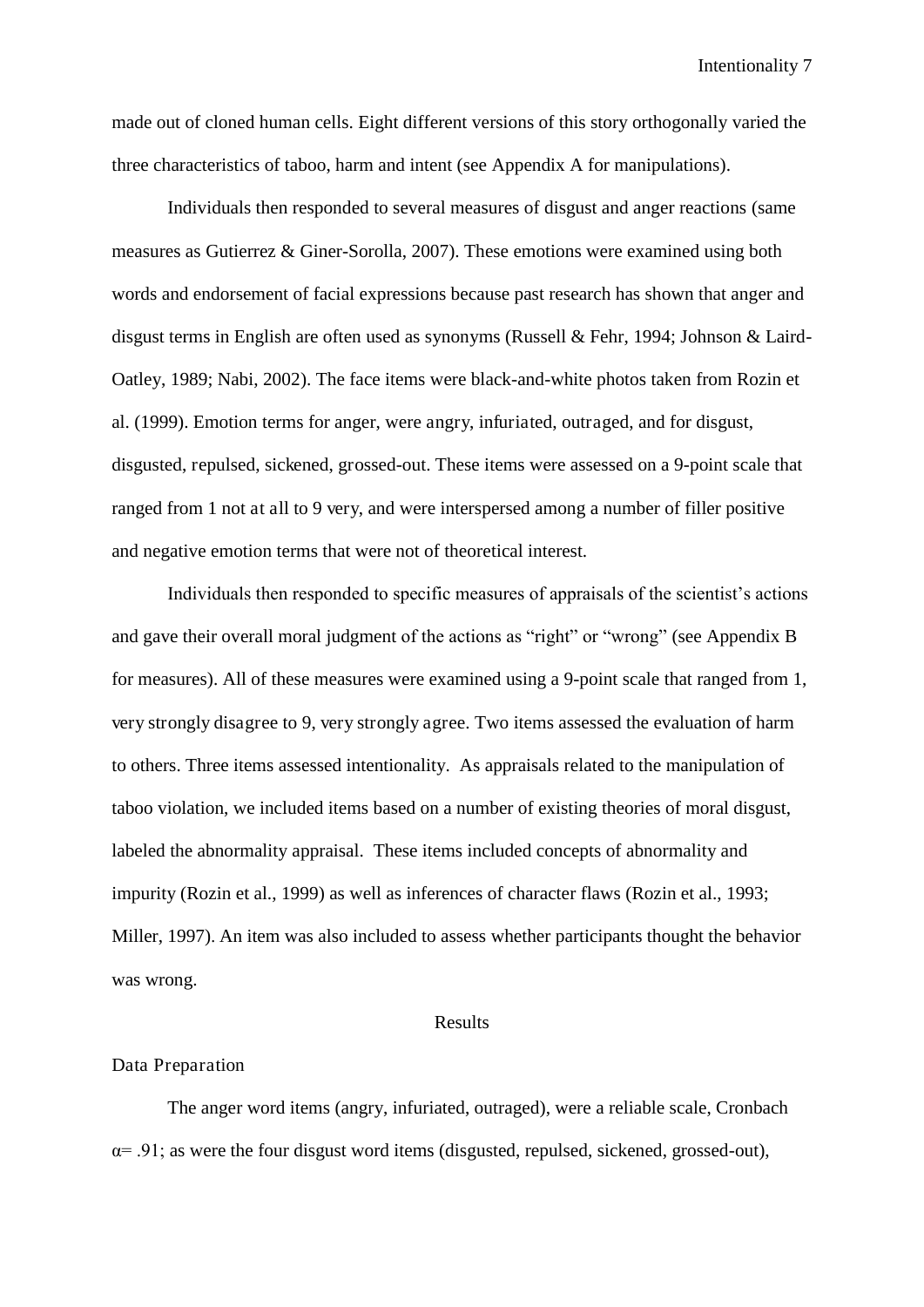made out of cloned human cells. Eight different versions of this story orthogonally varied the three characteristics of taboo, harm and intent (see Appendix A for manipulations).

Individuals then responded to several measures of disgust and anger reactions (same measures as Gutierrez & Giner-Sorolla, 2007). These emotions were examined using both words and endorsement of facial expressions because past research has shown that anger and disgust terms in English are often used as synonyms (Russell & Fehr, 1994; Johnson & Laird-Oatley, 1989; Nabi, 2002). The face items were black-and-white photos taken from Rozin et al. (1999). Emotion terms for anger, were angry, infuriated, outraged, and for disgust, disgusted, repulsed, sickened, grossed-out. These items were assessed on a 9-point scale that ranged from 1 not at all to 9 very, and were interspersed among a number of filler positive and negative emotion terms that were not of theoretical interest.

Individuals then responded to specific measures of appraisals of the scientist's actions and gave their overall moral judgment of the actions as "right" or "wrong" (see Appendix B for measures). All of these measures were examined using a 9-point scale that ranged from 1, very strongly disagree to 9, very strongly agree. Two items assessed the evaluation of harm to others. Three items assessed intentionality. As appraisals related to the manipulation of taboo violation, we included items based on a number of existing theories of moral disgust, labeled the abnormality appraisal. These items included concepts of abnormality and impurity (Rozin et al., 1999) as well as inferences of character flaws (Rozin et al., 1993; Miller, 1997). An item was also included to assess whether participants thought the behavior was wrong.

## Results

### Data Preparation

The anger word items (angry, infuriated, outraged), were a reliable scale, Cronbach $\alpha = .91$; as were the four disgust word items (disgusted, repulsed, sickened, grossed-out),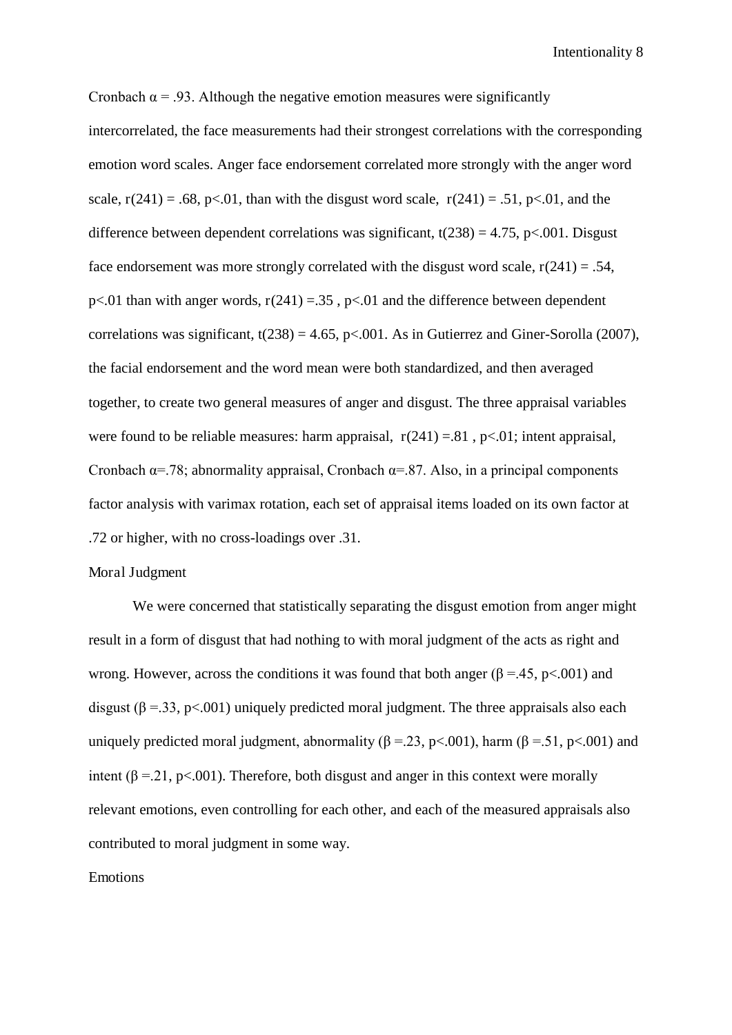Cronbach $\alpha = .93$. Although the negative emotion measures were significantly intercorrelated, the face measurements had their strongest correlations with the corresponding emotion word scales. Anger face endorsement correlated more strongly with the anger word scale, $r(241) = .68$, $p<.01$, than with the disgust word scale, $r(241) = .51$, $p<.01$, and the difference between dependent correlations was significant, $t(238) = 4.75$, $p<.001$. Disgust face endorsement was more strongly correlated with the disgust word scale, $r(241) = .54$, $p<.01$ than with anger words, $r(241) =.35$ , $p<.01$ and the difference between dependent correlations was significant, $t(238) = 4.65$, $p<.001$. As in Gutierrez and Giner-Sorolla (2007), the facial endorsement and the word mean were both standardized, and then averaged together, to create two general measures of anger and disgust. The three appraisal variables were found to be reliable measures: harm appraisal, $r(241) =.81$ , $p<.01$; intent appraisal, Cronbach $\alpha=.78$; abnormality appraisal, Cronbach $\alpha=.87$. Also, in a principal components factor analysis with varimax rotation, each set of appraisal items loaded on its own factor at .72 or higher, with no cross-loadings over .31.

## Moral Judgment

We were concerned that statistically separating the disgust emotion from anger might result in a form of disgust that had nothing to with moral judgment of the acts as right and wrong. However, across the conditions it was found that both anger ($\beta =.45$, $p<.001$) and disgust ($\beta =.33$, $p<.001$) uniquely predicted moral judgment. The three appraisals also each uniquely predicted moral judgment, abnormality ($\beta =.23$, $p<.001$), harm ($\beta =.51$, $p<.001$) and intent ($\beta =.21$, $p<.001$). Therefore, both disgust and anger in this context were morally relevant emotions, even controlling for each other, and each of the measured appraisals also contributed to moral judgment in some way.

## Emotions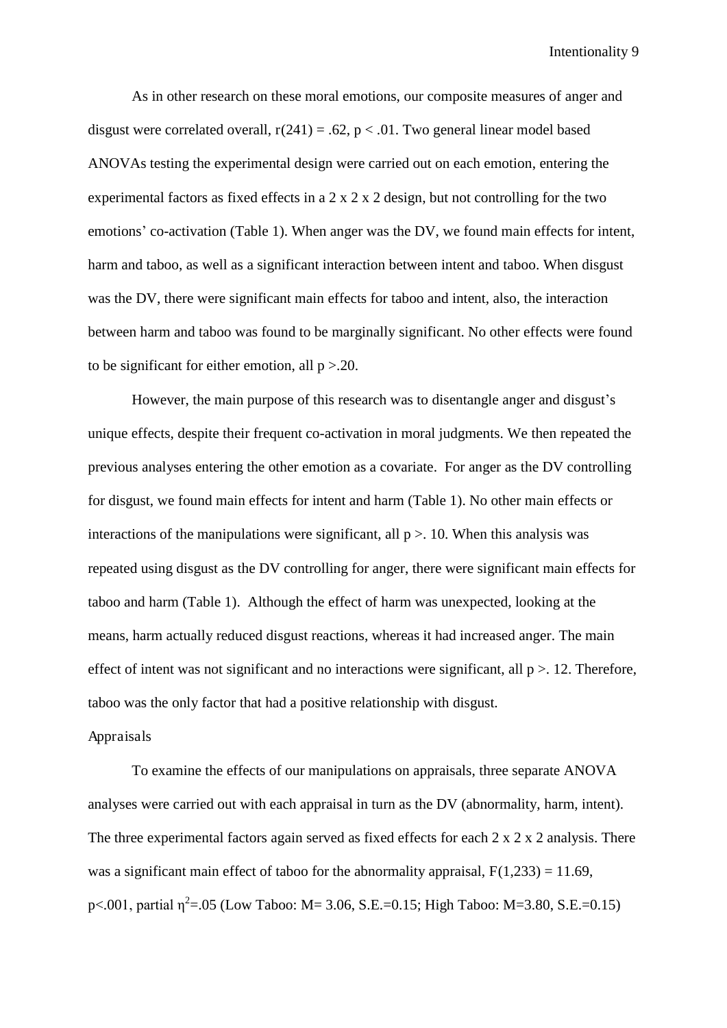As in other research on these moral emotions, our composite measures of anger and disgust were correlated overall, $r(241) = .62$, $p < .01$. Two general linear model based ANOVAs testing the experimental design were carried out on each emotion, entering the experimental factors as fixed effects in a 2 x 2 x 2 design, but not controlling for the two emotions' co-activation (Table 1). When anger was the DV, we found main effects for intent, harm and taboo, as well as a significant interaction between intent and taboo. When disgust was the DV, there were significant main effects for taboo and intent, also, the interaction between harm and taboo was found to be marginally significant. No other effects were found to be significant for either emotion, all $p > .20$.

However, the main purpose of this research was to disentangle anger and disgust's unique effects, despite their frequent co-activation in moral judgments. We then repeated the previous analyses entering the other emotion as a covariate. For anger as the DV controlling for disgust, we found main effects for intent and harm (Table 1). No other main effects or interactions of the manipulations were significant, all $p > .10$. When this analysis was repeated using disgust as the DV controlling for anger, there were significant main effects for taboo and harm (Table 1). Although the effect of harm was unexpected, looking at the means, harm actually reduced disgust reactions, whereas it had increased anger. The main effect of intent was not significant and no interactions were significant, all $p > .12$. Therefore, taboo was the only factor that had a positive relationship with disgust.

Appraisals

To examine the effects of our manipulations on appraisals, three separate ANOVA analyses were carried out with each appraisal in turn as the DV (abnormality, harm, intent). The three experimental factors again served as fixed effects for each 2 x 2 x 2 analysis. There was a significant main effect of taboo for the abnormality appraisal, $F(1,233) = 11.69$, $p < .001$, partial $\eta^2 = .05$ (Low Taboo: $M = 3.06$, $S.E. = 0.15$; High Taboo: $M = 3.80$, $S.E. = 0.15$)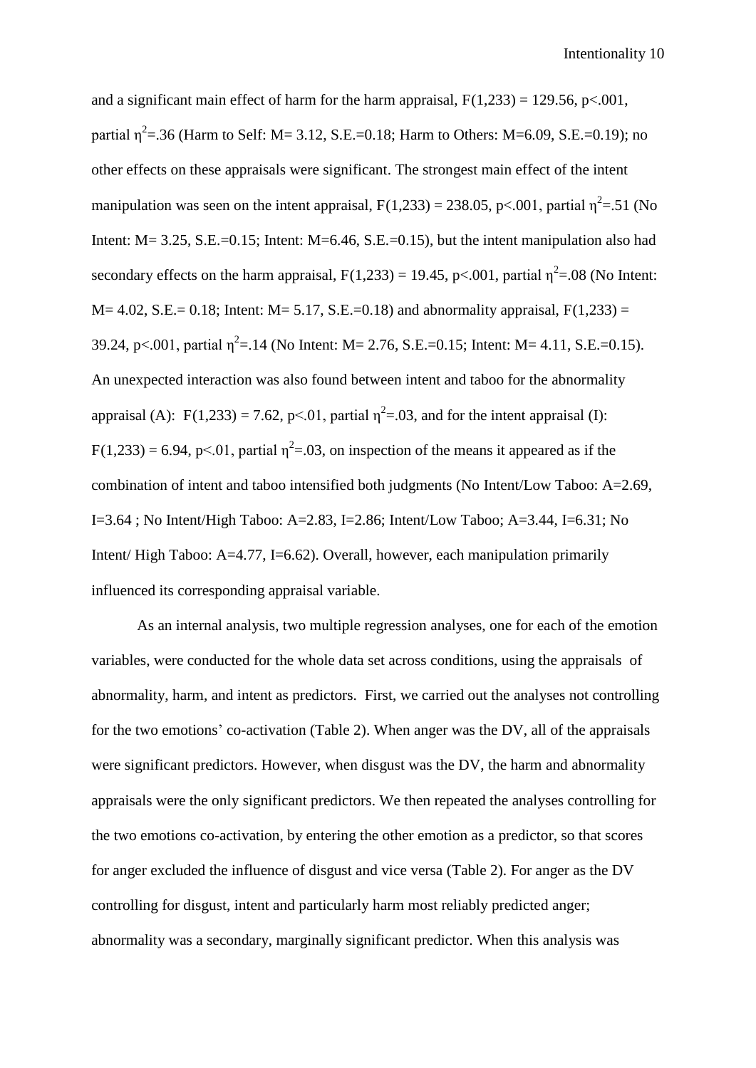and a significant main effect of harm for the harm appraisal, $F(1,233) = 129.56$, $p<.001$, partial $\eta^2=.36$ (Harm to Self: M= 3.12, S.E.=0.18; Harm to Others: M=6.09, S.E.=0.19); no other effects on these appraisals were significant. The strongest main effect of the intent manipulation was seen on the intent appraisal, $F(1,233) = 238.05$, $p<.001$, partial $\eta^2=.51$ (No Intent: M= 3.25, S.E.=0.15; Intent: M=6.46, S.E.=0.15), but the intent manipulation also had secondary effects on the harm appraisal, $F(1,233) = 19.45$, $p<.001$, partial $\eta^2=.08$ (No Intent: M= 4.02, S.E.= 0.18; Intent: M= 5.17, S.E.=0.18) and abnormality appraisal, $F(1,233) = 39.24$, $p<.001$, partial $\eta^2=.14$ (No Intent: M= 2.76, S.E.=0.15; Intent: M= 4.11, S.E.=0.15). An unexpected interaction was also found between intent and taboo for the abnormality appraisal (A): $F(1,233) = 7.62$, $p<.01$, partial $\eta^2=.03$, and for the intent appraisal (I): $F(1,233) = 6.94$, $p<.01$, partial $\eta^2=.03$, on inspection of the means it appeared as if the combination of intent and taboo intensified both judgments (No Intent/Low Taboo: A=2.69, I=3.64 ; No Intent/High Taboo: A=2.83, I=2.86; Intent/Low Taboo; A=3.44, I=6.31; No Intent/ High Taboo: A=4.77, I=6.62). Overall, however, each manipulation primarily influenced its corresponding appraisal variable.

As an internal analysis, two multiple regression analyses, one for each of the emotion variables, were conducted for the whole data set across conditions, using the appraisals of abnormality, harm, and intent as predictors. First, we carried out the analyses not controlling for the two emotions' co-activation (Table 2). When anger was the DV, all of the appraisals were significant predictors. However, when disgust was the DV, the harm and abnormality appraisals were the only significant predictors. We then repeated the analyses controlling for the two emotions co-activation, by entering the other emotion as a predictor, so that scores for anger excluded the influence of disgust and vice versa (Table 2). For anger as the DV controlling for disgust, intent and particularly harm most reliably predicted anger; abnormality was a secondary, marginally significant predictor. When this analysis was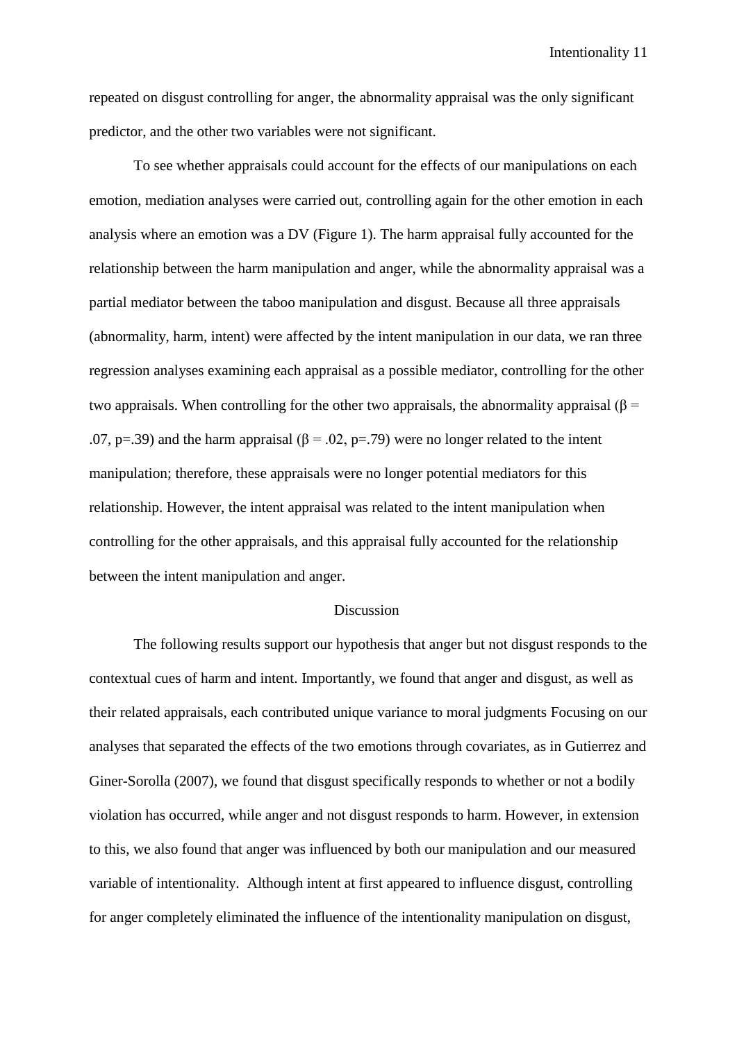repeated on disgust controlling for anger, the abnormality appraisal was the only significant predictor, and the other two variables were not significant.

To see whether appraisals could account for the effects of our manipulations on each emotion, mediation analyses were carried out, controlling again for the other emotion in each analysis where an emotion was a DV (Figure 1). The harm appraisal fully accounted for the relationship between the harm manipulation and anger, while the abnormality appraisal was a partial mediator between the taboo manipulation and disgust. Because all three appraisals (abnormality, harm, intent) were affected by the intent manipulation in our data, we ran three regression analyses examining each appraisal as a possible mediator, controlling for the other two appraisals. When controlling for the other two appraisals, the abnormality appraisal ($\beta = .07$, $p=.39$) and the harm appraisal ($\beta = .02$, $p=.79$) were no longer related to the intent manipulation; therefore, these appraisals were no longer potential mediators for this relationship. However, the intent appraisal was related to the intent manipulation when controlling for the other appraisals, and this appraisal fully accounted for the relationship between the intent manipulation and anger.

## Discussion

The following results support our hypothesis that anger but not disgust responds to the contextual cues of harm and intent. Importantly, we found that anger and disgust, as well as their related appraisals, each contributed unique variance to moral judgments Focusing on our analyses that separated the effects of the two emotions through covariates, as in Gutierrez and Giner-Sorolla (2007), we found that disgust specifically responds to whether or not a bodily violation has occurred, while anger and not disgust responds to harm. However, in extension to this, we also found that anger was influenced by both our manipulation and our measured variable of intentionality. Although intent at first appeared to influence disgust, controlling for anger completely eliminated the influence of the intentionality manipulation on disgust,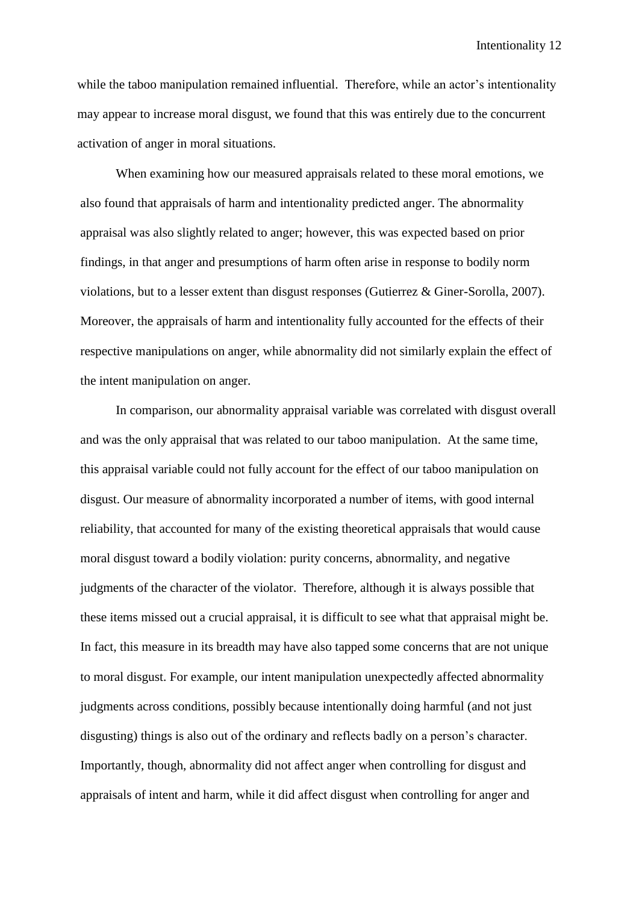while the taboo manipulation remained influential. Therefore, while an actor's intentionality may appear to increase moral disgust, we found that this was entirely due to the concurrent activation of anger in moral situations.

When examining how our measured appraisals related to these moral emotions, we also found that appraisals of harm and intentionality predicted anger. The abnormality appraisal was also slightly related to anger; however, this was expected based on prior findings, in that anger and presumptions of harm often arise in response to bodily norm violations, but to a lesser extent than disgust responses (Gutierrez & Giner-Sorolla, 2007). Moreover, the appraisals of harm and intentionality fully accounted for the effects of their respective manipulations on anger, while abnormality did not similarly explain the effect of the intent manipulation on anger.

In comparison, our abnormality appraisal variable was correlated with disgust overall and was the only appraisal that was related to our taboo manipulation. At the same time, this appraisal variable could not fully account for the effect of our taboo manipulation on disgust. Our measure of abnormality incorporated a number of items, with good internal reliability, that accounted for many of the existing theoretical appraisals that would cause moral disgust toward a bodily violation: purity concerns, abnormality, and negative judgments of the character of the violator. Therefore, although it is always possible that these items missed out a crucial appraisal, it is difficult to see what that appraisal might be. In fact, this measure in its breadth may have also tapped some concerns that are not unique to moral disgust. For example, our intent manipulation unexpectedly affected abnormality judgments across conditions, possibly because intentionally doing harmful (and not just disgusting) things is also out of the ordinary and reflects badly on a person's character. Importantly, though, abnormality did not affect anger when controlling for disgust and appraisals of intent and harm, while it did affect disgust when controlling for anger and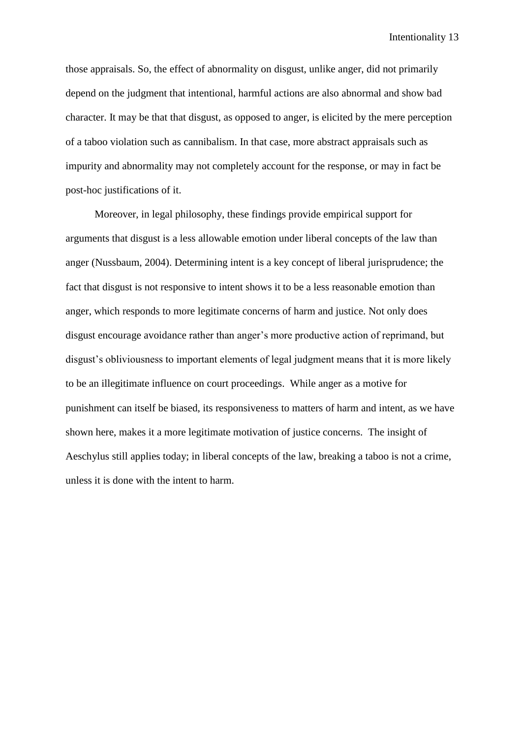those appraisals. So, the effect of abnormality on disgust, unlike anger, did not primarily depend on the judgment that intentional, harmful actions are also abnormal and show bad character. It may be that that disgust, as opposed to anger, is elicited by the mere perception of a taboo violation such as cannibalism. In that case, more abstract appraisals such as impurity and abnormality may not completely account for the response, or may in fact be post-hoc justifications of it.

Moreover, in legal philosophy, these findings provide empirical support for arguments that disgust is a less allowable emotion under liberal concepts of the law than anger (Nussbaum, 2004). Determining intent is a key concept of liberal jurisprudence; the fact that disgust is not responsive to intent shows it to be a less reasonable emotion than anger, which responds to more legitimate concerns of harm and justice. Not only does disgust encourage avoidance rather than anger's more productive action of reprimand, but disgust's obliviousness to important elements of legal judgment means that it is more likely to be an illegitimate influence on court proceedings. While anger as a motive for punishment can itself be biased, its responsiveness to matters of harm and intent, as we have shown here, makes it a more legitimate motivation of justice concerns. The insight of Aeschylus still applies today; in liberal concepts of the law, breaking a taboo is not a crime, unless it is done with the intent to harm.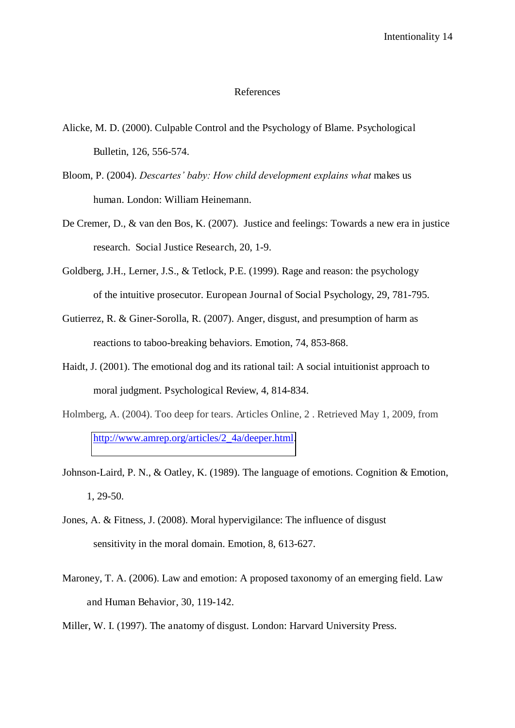# References

Alicke, M. D. (2000). Culpable Control and the Psychology of Blame. Psychological Bulletin, 126, 556-574.

Bloom, P. (2004). *Descartes' baby: How child development explains what* makes us human. London: William Heinemann.

De Cremer, D., & van den Bos, K. (2007). Justice and feelings: Towards a new era in justice research. Social Justice Research, 20, 1-9.

Goldberg, J.H., Lerner, J.S., & Tetlock, P.E. (1999). Rage and reason: the psychology of the intuitive prosecutor. European Journal of Social Psychology, 29, 781-795.

Gutierrez, R. & Giner-Sorolla, R. (2007). Anger, disgust, and presumption of harm as reactions to taboo-breaking behaviors. Emotion, 74, 853-868.

Haidt, J. (2001). The emotional dog and its rational tail: A social intuitionist approach to moral judgment. Psychological Review, 4, 814-834.

Holmberg, A. (2004). Too deep for tears. Articles Online, 2 . Retrieved May 1, 2009, from http://www.amrep.org/articles/2_4a/deeper.html.

Johnson-Laird, P. N., & Oatley, K. (1989). The language of emotions. Cognition & Emotion, 1, 29-50.

Jones, A. & Fitness, J. (2008). Moral hypervigilance: The influence of disgust sensitivity in the moral domain. Emotion, 8, 613-627.

Maroney, T. A. (2006). Law and emotion: A proposed taxonomy of an emerging field. Law and Human Behavior, 30, 119-142.

Miller, W. I. (1997). The anatomy of disgust. London: Harvard University Press.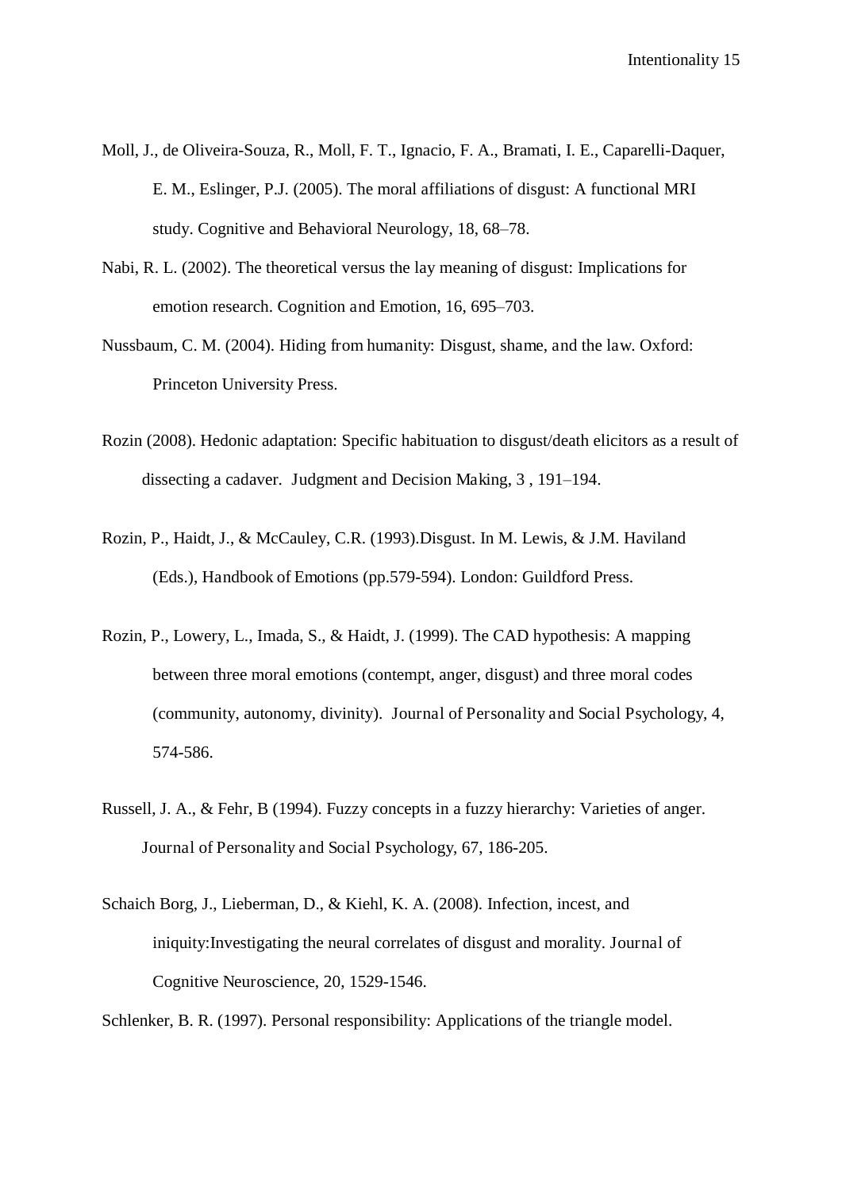Moll, J., de Oliveira-Souza, R., Moll, F. T., Ignacio, F. A., Bramati, I. E., Caparelli-Daquer, E. M., Eslinger, P.J. (2005). The moral affiliations of disgust: A functional MRI study. Cognitive and Behavioral Neurology, 18, 68–78.

Nabi, R. L. (2002). The theoretical versus the lay meaning of disgust: Implications for emotion research. Cognition and Emotion, 16, 695–703.

Nussbaum, C. M. (2004). Hiding from humanity: Disgust, shame, and the law. Oxford: Princeton University Press.

Rozin (2008). Hedonic adaptation: Specific habituation to disgust/death elicitors as a result of dissecting a cadaver. Judgment and Decision Making, 3 , 191–194.

Rozin, P., Haidt, J., & McCauley, C.R. (1993).Disgust. In M. Lewis, & J.M. Haviland (Eds.), Handbook of Emotions (pp.579-594). London: Guildford Press.

Rozin, P., Lowery, L., Imada, S., & Haidt, J. (1999). The CAD hypothesis: A mapping between three moral emotions (contempt, anger, disgust) and three moral codes (community, autonomy, divinity). Journal of Personality and Social Psychology, 4, 574-586.

Russell, J. A., & Fehr, B (1994). Fuzzy concepts in a fuzzy hierarchy: Varieties of anger. Journal of Personality and Social Psychology, 67, 186-205.

Schaich Borg, J., Lieberman, D., & Kiehl, K. A. (2008). Infection, incest, and iniquity:Investigating the neural correlates of disgust and morality. Journal of Cognitive Neuroscience, 20, 1529-1546.

Schlenker, B. R. (1997). Personal responsibility: Applications of the triangle model.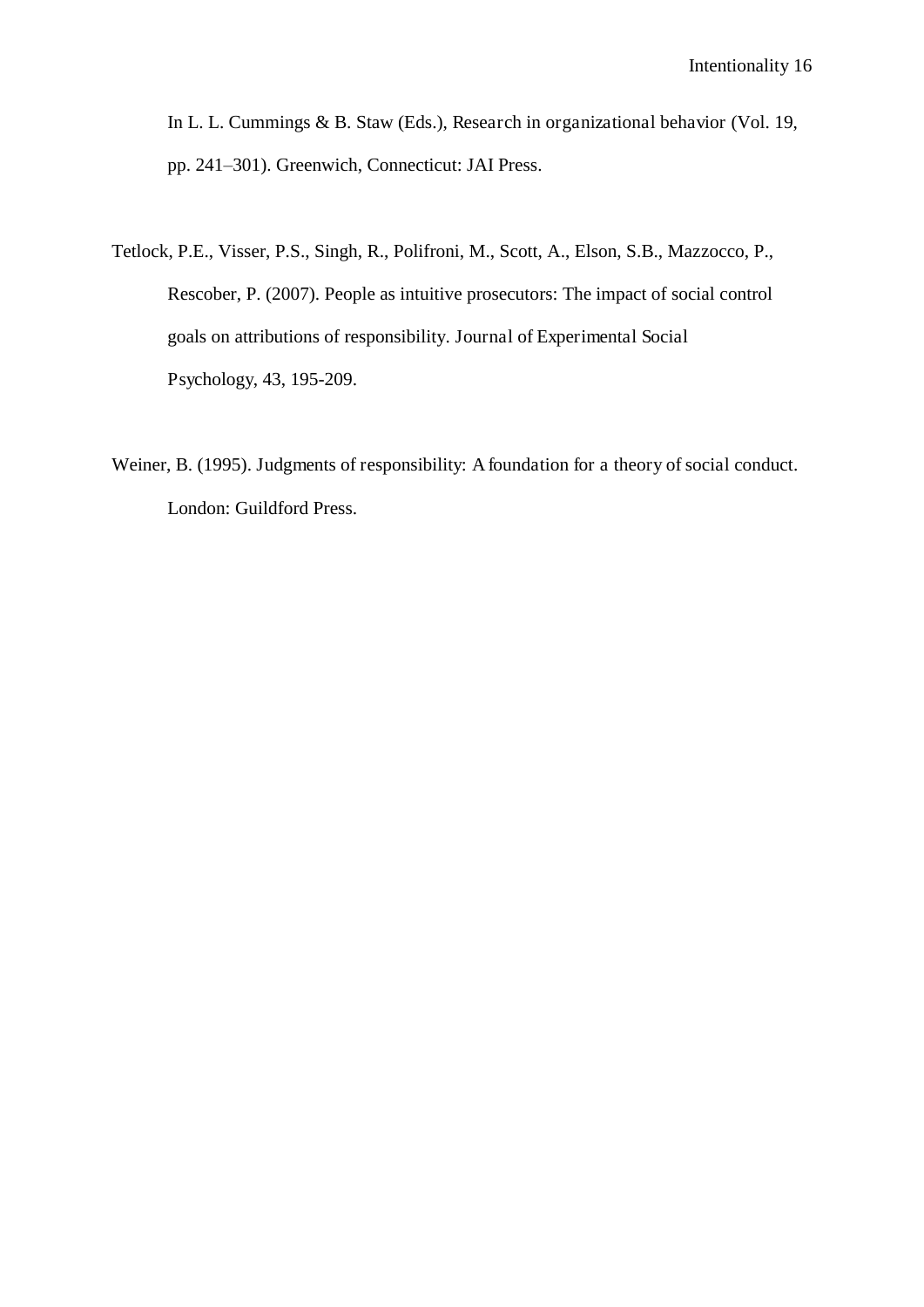In L. L. Cummings & B. Staw (Eds.), Research in organizational behavior (Vol. 19, pp. 241–301). Greenwich, Connecticut: JAI Press.

Tetlock, P.E., Visser, P.S., Singh, R., Polifroni, M., Scott, A., Elson, S.B., Mazzocco, P., Rescober, P. (2007). People as intuitive prosecutors: The impact of social control goals on attributions of responsibility. Journal of Experimental Social Psychology, 43, 195-209.

Weiner, B. (1995). Judgments of responsibility: A foundation for a theory of social conduct. London: Guildford Press.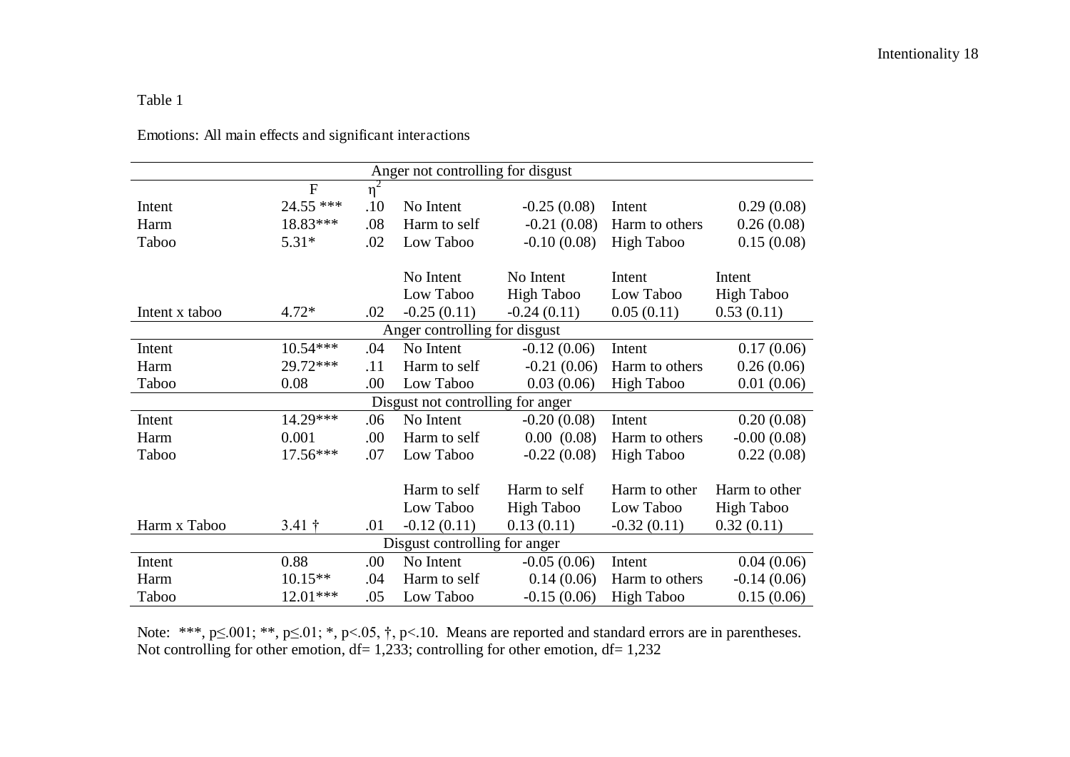Table 1

Emotions: All main effects and significant interactions

| | F | $\eta^2$ | | | | |
|---|---|---|---|---|---|---|
| **Anger not controlling for disgust** | | | | | | |
| Intent | 24.55 *** | .10 | No Intent | -0.25 (0.08) | Intent | 0.29 (0.08) |
| Harm | 18.83*** | .08 | Harm to self | -0.21 (0.08) | Harm to others | 0.26 (0.08) |
| Taboo | 5.31* | .02 | Low Taboo | -0.10 (0.08) | High Taboo | 0.15 (0.08) |
| | | | No Intent Low Taboo | No Intent High Taboo | Intent Low Taboo | Intent High Taboo |
| Intent x taboo | 4.72* | .02 | -0.25 (0.11) | -0.24 (0.11) | 0.05 (0.11) | 0.53 (0.11) |
| **Anger controlling for disgust** | | | | | | |
| Intent | 10.54*** | .04 | No Intent | -0.12 (0.06) | Intent | 0.17 (0.06) |
| Harm | 29.72*** | .11 | Harm to self | -0.21 (0.06) | Harm to others | 0.26 (0.06) |
| Taboo | 0.08 | .00 | Low Taboo | 0.03 (0.06) | High Taboo | 0.01 (0.06) |
| **Disgust not controlling for anger** | | | | | | |
| Intent | 14.29*** | .06 | No Intent | -0.20 (0.08) | Intent | 0.20 (0.08) |
| Harm | 0.001 | .00 | Harm to self | 0.00 (0.08) | Harm to others | -0.00 (0.08) |
| Taboo | 17.56*** | .07 | Low Taboo | -0.22 (0.08) | High Taboo | 0.22 (0.08) |
| | | | Harm to self Low Taboo | Harm to self High Taboo | Harm to other Low Taboo | Harm to other High Taboo |
| Harm x Taboo | 3.41 † | .01 | -0.12 (0.11) | 0.13 (0.11) | -0.32 (0.11) | 0.32 (0.11) |
| **Disgust controlling for anger** | | | | | | |
| Intent | 0.88 | .00 | No Intent | -0.05 (0.06) | Intent | 0.04 (0.06) |
| Harm | 10.15** | .04 | Harm to self | 0.14 (0.06) | Harm to others | -0.14 (0.06) |
| Taboo | 12.01*** | .05 | Low Taboo | -0.15 (0.06) | High Taboo | 0.15 (0.06) |

Note: ***, $p \leq .001$; **, $p \leq .01$; *, $p < .05$, †, $p < .10$. Means are reported and standard errors are in parentheses. Not controlling for other emotion, df= 1,233; controlling for other emotion, df= 1,232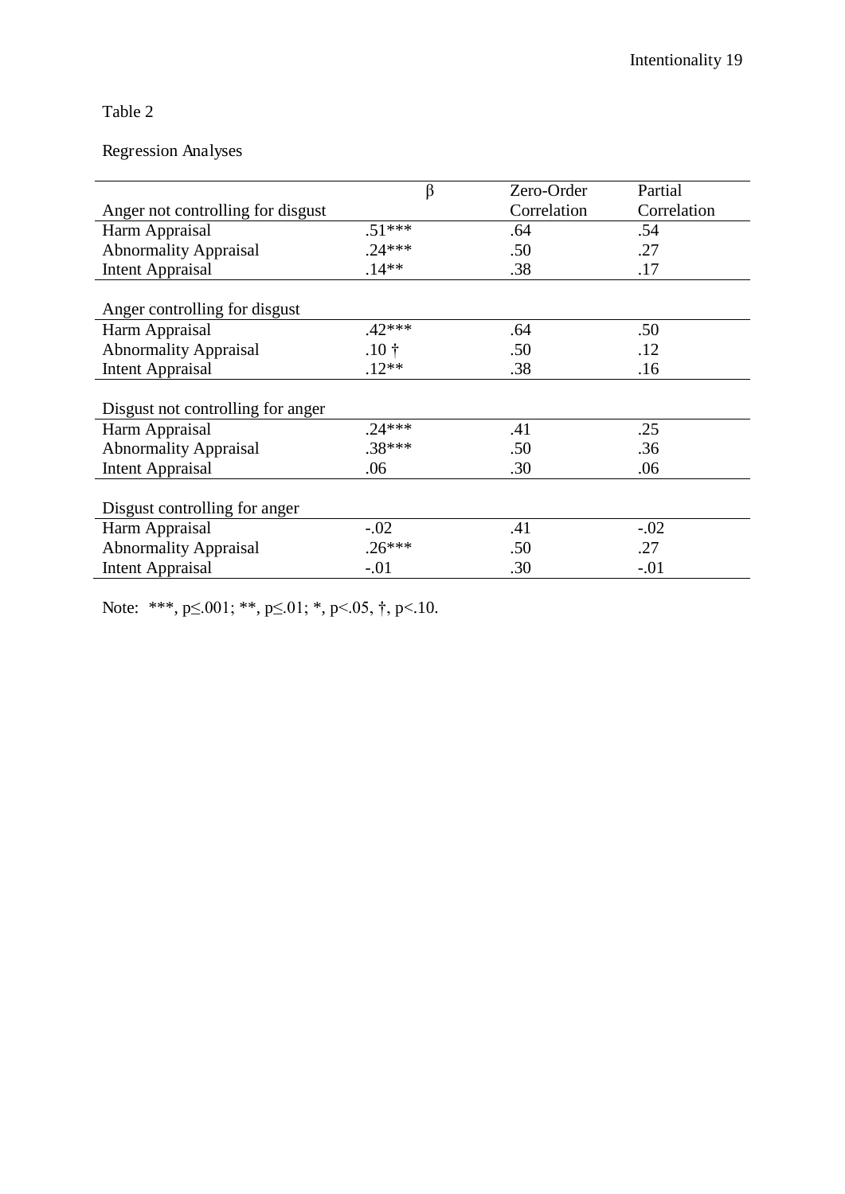Table 2

Regression Analyses

| | β | Zero-Order Correlation | Partial Correlation |
|---|---|---|---|
| **Anger not controlling for disgust** | | | |
| Harm Appraisal | .51*** | .64 | .54 |
| Abnormality Appraisal | .24*** | .50 | .27 |
| Intent Appraisal | .14** | .38 | .17 |
| **Anger controlling for disgust** | | | |
| Harm Appraisal | .42*** | .64 | .50 |
| Abnormality Appraisal | .10 † | .50 | .12 |
| Intent Appraisal | .12** | .38 | .16 |
| **Disgust not controlling for anger** | | | |
| Harm Appraisal | .24*** | .41 | .25 |
| Abnormality Appraisal | .38*** | .50 | .36 |
| Intent Appraisal | .06 | .30 | .06 |
| **Disgust controlling for anger** | | | |
| Harm Appraisal | -.02 | .41 | -.02 |
| Abnormality Appraisal | .26*** | .50 | .27 |
| Intent Appraisal | -.01 | .30 | -.01 |

Note: ***, $p \leq .001$; **, $p \leq .01$; *, $p < .05$, †, $p < .10$.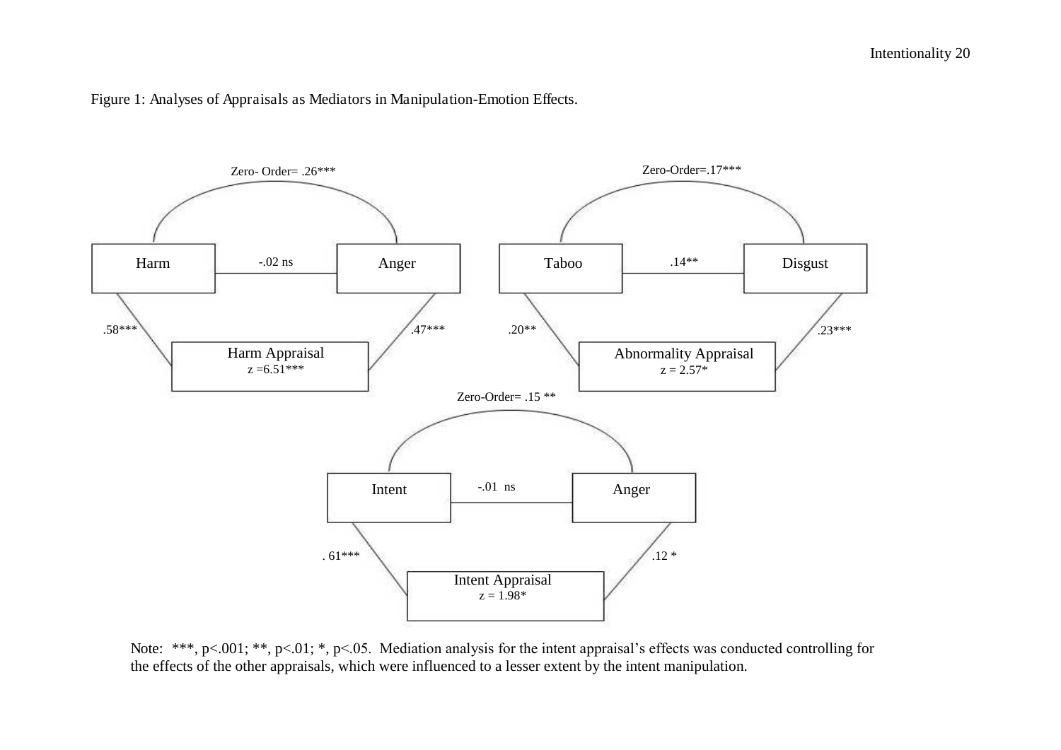Figure 1: Analyses of Appraisals as Mediators in Manipulation-Emotion Effects.

Zero- Order= .26***

Harm —— -.02 ns —— Anger

.58*** .47***

Harm Appraisal
z =6.51***

Zero-Order=.17***

Taboo —— .14** —— Disgust

.20** .23***

Abnormality Appraisal
z = 2.57*

Zero-Order= .15 **

Intent —— -.01 ns —— Anger

. 61*** .12 *

Intent Appraisal
z = 1.98*

Note: ***, p<.001; **, p<.01; *, p<.05. Mediation analysis for the intent appraisal's effects was conducted controlling for the effects of the other appraisals, which were influenced to a lesser extent by the intent manipulation.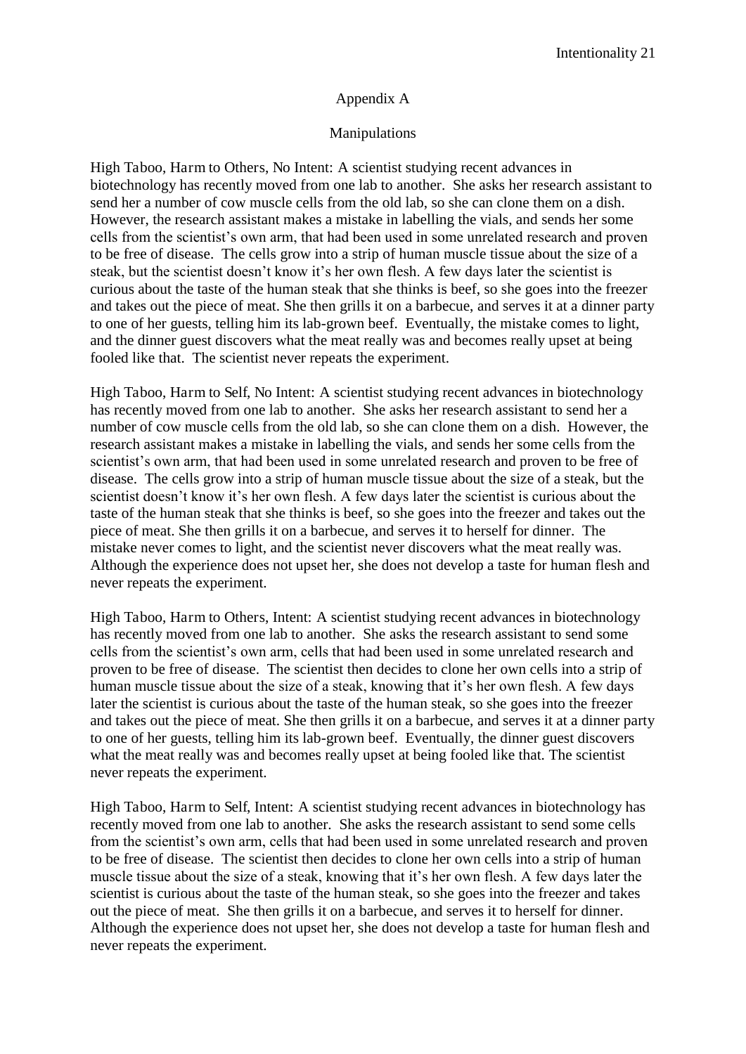## Appendix A

### Manipulations

High Taboo, Harm to Others, No Intent: A scientist studying recent advances in biotechnology has recently moved from one lab to another. She asks her research assistant to send her a number of cow muscle cells from the old lab, so she can clone them on a dish. However, the research assistant makes a mistake in labelling the vials, and sends her some cells from the scientist's own arm, that had been used in some unrelated research and proven to be free of disease. The cells grow into a strip of human muscle tissue about the size of a steak, but the scientist doesn't know it's her own flesh. A few days later the scientist is curious about the taste of the human steak that she thinks is beef, so she goes into the freezer and takes out the piece of meat. She then grills it on a barbecue, and serves it at a dinner party to one of her guests, telling him its lab-grown beef. Eventually, the mistake comes to light, and the dinner guest discovers what the meat really was and becomes really upset at being fooled like that. The scientist never repeats the experiment.

High Taboo, Harm to Self, No Intent: A scientist studying recent advances in biotechnology has recently moved from one lab to another. She asks her research assistant to send her a number of cow muscle cells from the old lab, so she can clone them on a dish. However, the research assistant makes a mistake in labelling the vials, and sends her some cells from the scientist's own arm, that had been used in some unrelated research and proven to be free of disease. The cells grow into a strip of human muscle tissue about the size of a steak, but the scientist doesn't know it's her own flesh. A few days later the scientist is curious about the taste of the human steak that she thinks is beef, so she goes into the freezer and takes out the piece of meat. She then grills it on a barbecue, and serves it to herself for dinner. The mistake never comes to light, and the scientist never discovers what the meat really was. Although the experience does not upset her, she does not develop a taste for human flesh and never repeats the experiment.

High Taboo, Harm to Others, Intent: A scientist studying recent advances in biotechnology has recently moved from one lab to another. She asks the research assistant to send some cells from the scientist's own arm, cells that had been used in some unrelated research and proven to be free of disease. The scientist then decides to clone her own cells into a strip of human muscle tissue about the size of a steak, knowing that it's her own flesh. A few days later the scientist is curious about the taste of the human steak, so she goes into the freezer and takes out the piece of meat. She then grills it on a barbecue, and serves it at a dinner party to one of her guests, telling him its lab-grown beef. Eventually, the dinner guest discovers what the meat really was and becomes really upset at being fooled like that. The scientist never repeats the experiment.

High Taboo, Harm to Self, Intent: A scientist studying recent advances in biotechnology has recently moved from one lab to another. She asks the research assistant to send some cells from the scientist's own arm, cells that had been used in some unrelated research and proven to be free of disease. The scientist then decides to clone her own cells into a strip of human muscle tissue about the size of a steak, knowing that it's her own flesh. A few days later the scientist is curious about the taste of the human steak, so she goes into the freezer and takes out the piece of meat. She then grills it on a barbecue, and serves it to herself for dinner. Although the experience does not upset her, she does not develop a taste for human flesh and never repeats the experiment.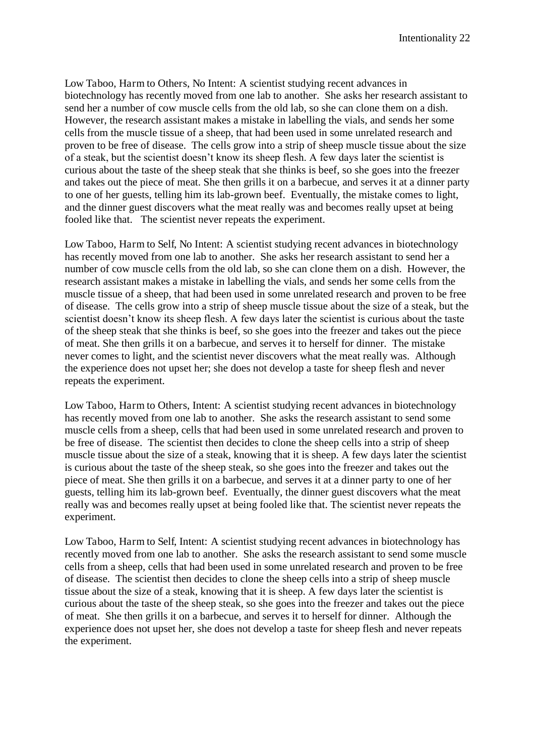Low Taboo, Harm to Others, No Intent: A scientist studying recent advances in biotechnology has recently moved from one lab to another. She asks her research assistant to send her a number of cow muscle cells from the old lab, so she can clone them on a dish. However, the research assistant makes a mistake in labelling the vials, and sends her some cells from the muscle tissue of a sheep, that had been used in some unrelated research and proven to be free of disease. The cells grow into a strip of sheep muscle tissue about the size of a steak, but the scientist doesn't know its sheep flesh. A few days later the scientist is curious about the taste of the sheep steak that she thinks is beef, so she goes into the freezer and takes out the piece of meat. She then grills it on a barbecue, and serves it at a dinner party to one of her guests, telling him its lab-grown beef. Eventually, the mistake comes to light, and the dinner guest discovers what the meat really was and becomes really upset at being fooled like that. The scientist never repeats the experiment.

Low Taboo, Harm to Self, No Intent: A scientist studying recent advances in biotechnology has recently moved from one lab to another. She asks her research assistant to send her a number of cow muscle cells from the old lab, so she can clone them on a dish. However, the research assistant makes a mistake in labelling the vials, and sends her some cells from the muscle tissue of a sheep, that had been used in some unrelated research and proven to be free of disease. The cells grow into a strip of sheep muscle tissue about the size of a steak, but the scientist doesn't know its sheep flesh. A few days later the scientist is curious about the taste of the sheep steak that she thinks is beef, so she goes into the freezer and takes out the piece of meat. She then grills it on a barbecue, and serves it to herself for dinner. The mistake never comes to light, and the scientist never discovers what the meat really was. Although the experience does not upset her; she does not develop a taste for sheep flesh and never repeats the experiment.

Low Taboo, Harm to Others, Intent: A scientist studying recent advances in biotechnology has recently moved from one lab to another. She asks the research assistant to send some muscle cells from a sheep, cells that had been used in some unrelated research and proven to be free of disease. The scientist then decides to clone the sheep cells into a strip of sheep muscle tissue about the size of a steak, knowing that it is sheep. A few days later the scientist is curious about the taste of the sheep steak, so she goes into the freezer and takes out the piece of meat. She then grills it on a barbecue, and serves it at a dinner party to one of her guests, telling him its lab-grown beef. Eventually, the dinner guest discovers what the meat really was and becomes really upset at being fooled like that. The scientist never repeats the experiment.

Low Taboo, Harm to Self, Intent: A scientist studying recent advances in biotechnology has recently moved from one lab to another. She asks the research assistant to send some muscle cells from a sheep, cells that had been used in some unrelated research and proven to be free of disease. The scientist then decides to clone the sheep cells into a strip of sheep muscle tissue about the size of a steak, knowing that it is sheep. A few days later the scientist is curious about the taste of the sheep steak, so she goes into the freezer and takes out the piece of meat. She then grills it on a barbecue, and serves it to herself for dinner. Although the experience does not upset her, she does not develop a taste for sheep flesh and never repeats the experiment.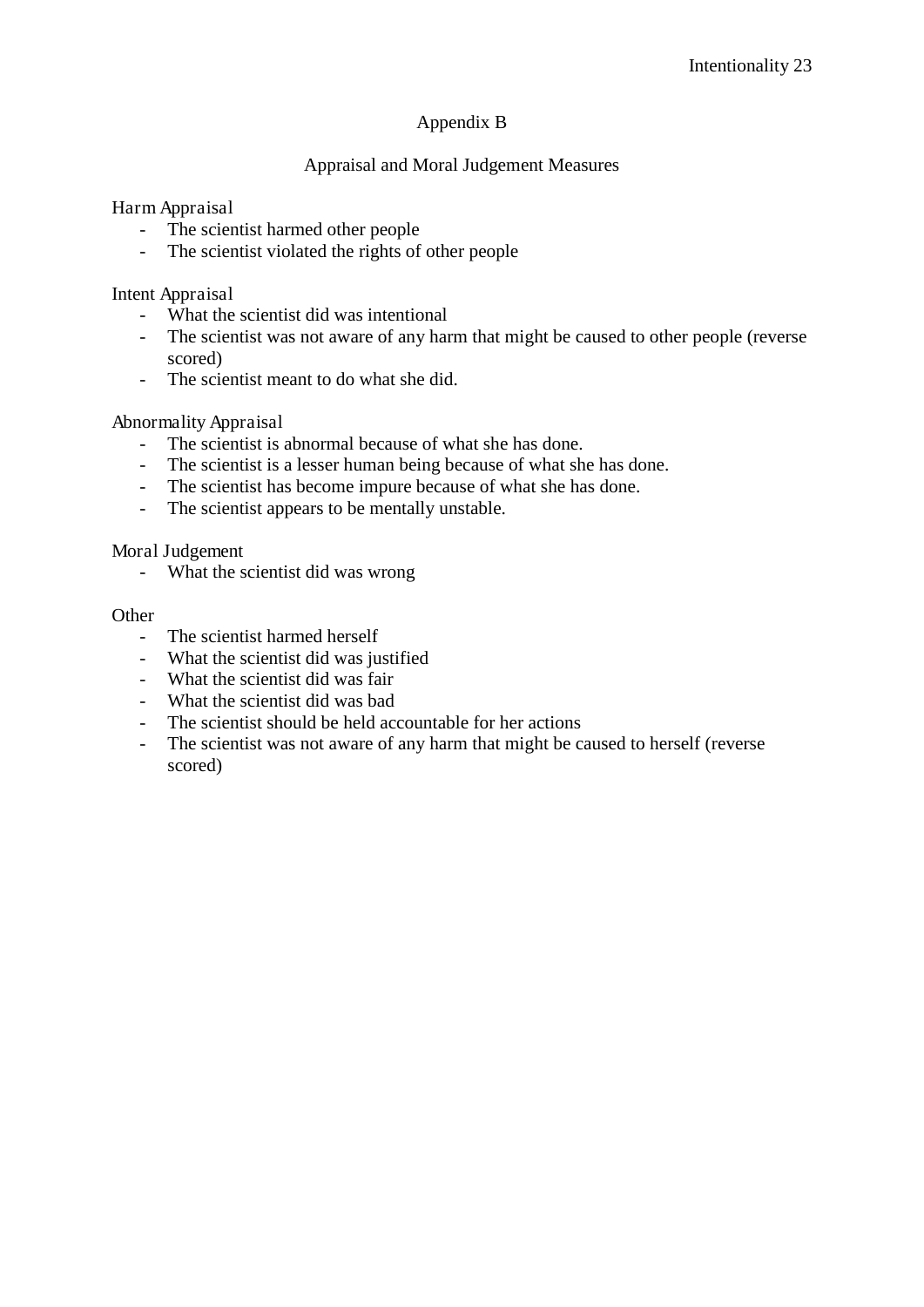# Appendix B

## Appraisal and Moral Judgement Measures

Harm Appraisal

- The scientist harmed other people
- The scientist violated the rights of other people

Intent Appraisal

- What the scientist did was intentional
- The scientist was not aware of any harm that might be caused to other people (reverse scored)
- The scientist meant to do what she did.

Abnormality Appraisal

- The scientist is abnormal because of what she has done.
- The scientist is a lesser human being because of what she has done.
- The scientist has become impure because of what she has done.
- The scientist appears to be mentally unstable.

Moral Judgement

- What the scientist did was wrong

Other

- The scientist harmed herself
- What the scientist did was justified
- What the scientist did was fair
- What the scientist did was bad
- The scientist should be held accountable for her actions
- The scientist was not aware of any harm that might be caused to herself (reverse scored)